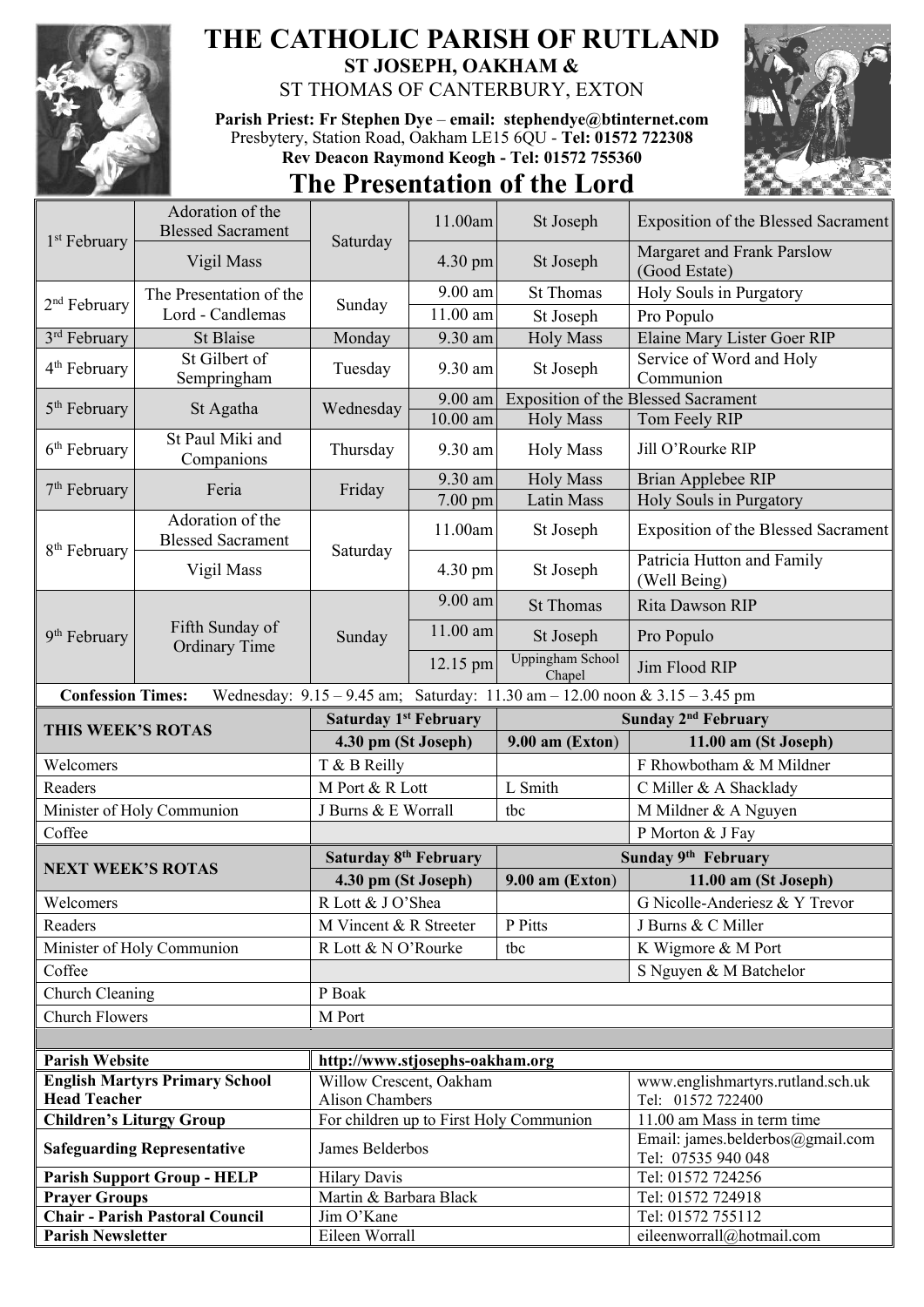# THE CATHOLIC PARISH OF RUTLAND

**ST JOSEPH, OAKHAM &**

ST THOMAS OF CANTERBURY, EXTON

**Parish Priest: Fr Stephen Dye – email: stephendye@btinternet.com**
Presbytery, Station Road, Oakham LE15 6QU - **Tel: 01572 722308**
**Rev Deacon Raymond Keogh - Tel: 01572 755360**

## The Presentation of the Lord

| | | | | | |
|---|---|---|---|---|---|
| 1st February | Adoration of the Blessed Sacrament | Saturday | 11.00am | St Joseph | Exposition of the Blessed Sacrament |
| | Vigil Mass | | 4.30 pm | St Joseph | Margaret and Frank Parslow (Good Estate) |
| 2nd February | The Presentation of the Lord - Candlemas | Sunday | 9.00 am | St Thomas | Holy Souls in Purgatory |
| | | | 11.00 am | St Joseph | Pro Populo |
| 3rd February | St Blaise | Monday | 9.30 am | Holy Mass | Elaine Mary Lister Goer RIP |
| 4th February | St Gilbert of Sempringham | Tuesday | 9.30 am | St Joseph | Service of Word and Holy Communion |
| 5th February | St Agatha | Wednesday | 9.00 am | Exposition of the Blessed Sacrament | |
| | | | 10.00 am | Holy Mass | Tom Feely RIP |
| 6th February | St Paul Miki and Companions | Thursday | 9.30 am | Holy Mass | Jill O'Rourke RIP |
| 7th February | Feria | Friday | 9.30 am | Holy Mass | Brian Applebee RIP |
| | | | 7.00 pm | Latin Mass | Holy Souls in Purgatory |
| 8th February | Adoration of the Blessed Sacrament | Saturday | 11.00am | St Joseph | Exposition of the Blessed Sacrament |
| | Vigil Mass | | 4.30 pm | St Joseph | Patricia Hutton and Family (Well Being) |
| 9th February | Fifth Sunday of Ordinary Time | Sunday | 9.00 am | St Thomas | Rita Dawson RIP |
| | | | 11.00 am | St Joseph | Pro Populo |
| | | | 12.15 pm | Uppingham School Chapel | Jim Flood RIP |

**Confession Times:** Wednesday: 9.15 – 9.45 am; Saturday: 11.30 am – 12.00 noon & 3.15 – 3.45 pm

| **THIS WEEK'S ROTAS** | **Saturday 1st February** | **Sunday 2nd February** | |
|---|---|---|---|
| | **4.30 pm (St Joseph)** | **9.00 am (Exton)** | **11.00 am (St Joseph)** |
| Welcomers | T & B Reilly | | F Rhowbotham & M Mildner |
| Readers | M Port & R Lott | L Smith | C Miller & A Shacklady |
| Minister of Holy Communion | J Burns & E Worrall | tbc | M Mildner & A Nguyen |
| Coffee | | | P Morton & J Fay |

| **NEXT WEEK'S ROTAS** | **Saturday 8th February** | **Sunday 9th February** | |
|---|---|---|---|
| | **4.30 pm (St Joseph)** | **9.00 am (Exton)** | **11.00 am (St Joseph)** |
| Welcomers | R Lott & J O'Shea | | G Nicolle-Anderiesz & Y Trevor |
| Readers | M Vincent & R Streeter | P Pitts | J Burns & C Miller |
| Minister of Holy Communion | R Lott & N O'Rourke | tbc | K Wigmore & M Port |
| Coffee | | | S Nguyen & M Batchelor |
| Church Cleaning | P Boak | | |
| Church Flowers | M Port | | |

| | | |
|---|---|---|
| **Parish Website** | **http://www.stjosephs-oakham.org** | |
| **English Martyrs Primary School Head Teacher** | Willow Crescent, Oakham Alison Chambers | www.englishmartyrs.rutland.sch.uk Tel: 01572 722400 |
| **Children's Liturgy Group** | For children up to First Holy Communion | 11.00 am Mass in term time |
| **Safeguarding Representative** | James Belderbos | Email: james.belderbos@gmail.com Tel: 07535 940 048 |
| **Parish Support Group - HELP** | Hilary Davis | Tel: 01572 724256 |
| **Prayer Groups** | Martin & Barbara Black | Tel: 01572 724918 |
| **Chair - Parish Pastoral Council** | Jim O'Kane | Tel: 01572 755112 |
| **Parish Newsletter** | Eileen Worrall | eileenworrall@hotmail.com |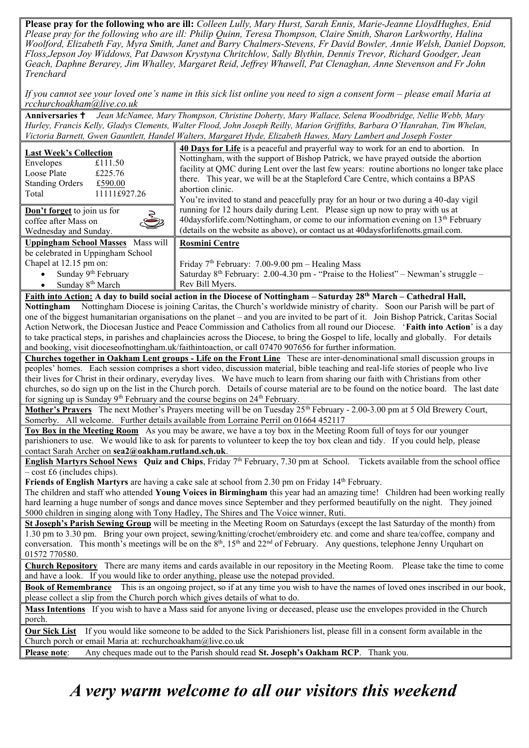**Please pray for the following who are ill:** *Colleen Lully, Mary Hurst, Sarah Ennis, Marie-Jeanne LloydHughes, Enid Please pray for the following who are ill: Philip Quinn, Teresa Thompson, Claire Smith, Sharon Larkworthy, Halina Woolford, Elizabeth Fay, Myra Smith, Janet and Barry Chalmers-Stevens, Fr David Bowler, Annie Welsh, Daniel Dopson, Floss,Jepson Joy Widdows, Pat Dawson Krystyna Chritchlow, Sally Blythin, Dennis Trevor, Richard Goodger, Jean Geach, Daphne Berarey, Jim Whalley, Margaret Reid, Jeffrey Whawell, Pat Clenaghan, Anne Stevenson and Fr John Trenchard*

*If you cannot see your loved one's name in this sick list online you need to sign a consent form – please email Maria at rcchurchoakham@live.co.uk*

**Anniversaries ✝** *Jean McNamee, Mary Thompson, Christine Doherty, Mary Wallace, Selena Woodbridge, Nellie Webb, Mary Hurley, Francis Kelly, Gladys Clements, Walter Flood, John Joseph Reilly, Marion Griffiths, Barbara O'Hanrahan, Tim Whelan, Victoria Barnett, Gwen Gauntlett, Handel Walters, Margaret Hyde, Elizabeth Hawes, Mary Lambert and Joseph Foster*

**Last Week's Collection**

| | |
|---|---|
| Envelopes | £111.50 |
| Loose Plate | £225.76 |
| Standing Orders | £590.00 |
| Total | 11111£927.26 |

**Don't forget** to join us for coffee after Mass on Wednesday and Sunday.

**40 Days for Life** is a peaceful and prayerful way to work for an end to abortion. In Nottingham, with the support of Bishop Patrick, we have prayed outside the abortion facility at QMC during Lent over the last few years: routine abortions no longer take place there. This year, we will be at the Stapleford Care Centre, which contains a BPAS abortion clinic.
You're invited to stand and peacefully pray for an hour or two during a 40-day vigil running for 12 hours daily during Lent. Please sign up now to pray with us at 40daysforlife.com/Nottingham, or come to our information evening on 13th February (details on the website as above), or contact us at 40daysforlifenotts.gmail.com.

**Uppingham School Masses** Mass will be celebrated in Uppingham School Chapel at 12.15 pm on:

- Sunday 9th February
- Sunday 8th March

**Rosmini Centre**

Friday 7th February: 7.00-9.00 pm – Healing Mass
Saturday 8th February: 2.00-4.30 pm - "Praise to the Holiest" – Newman's struggle – Rev Bill Myers.

**Faith into Action: A day to build social action in the Diocese of Nottingham – Saturday 28th March – Cathedral Hall, Nottingham** Nottingham Diocese is joining Caritas, the Church's worldwide ministry of charity. Soon our Parish will be part of one of the biggest humanitarian organisations on the planet – and you are invited to be part of it. Join Bishop Patrick, Caritas Social Action Network, the Diocesan Justice and Peace Commission and Catholics from all round our Diocese. '**Faith into Action**' is a day to take practical steps, in parishes and chaplaincies across the Diocese, to bring the Gospel to life, locally and globally. For details and booking, visit dioceseofnottingham.uk/faithintoaction, or call 07470 907656 for further information.

**Churches together in Oakham Lent groups - Life on the Front Line** These are inter-denominational small discussion groups in peoples' homes. Each session comprises a short video, discussion material, bible teaching and real-life stories of people who live their lives for Christ in their ordinary, everyday lives. We have much to learn from sharing our faith with Christians from other churches, so do sign up on the list in the Church porch. Details of course material are to be found on the notice board. The last date for signing up is Sunday 9th February and the course begins on 24th February.

**Mother's Prayers** The next Mother's Prayers meeting will be on Tuesday 25th February - 2.00-3.00 pm at 5 Old Brewery Court, Somerby. All welcome. Further details available from Lorraine Perril on 01664 452117

**Toy Box in the Meeting Room** As you may be aware, we have a toy box in the Meeting Room full of toys for our younger parishioners to use. We would like to ask for parents to volunteer to keep the toy box clean and tidy. If you could help, please contact Sarah Archer on **sea2@oakham.rutland.sch.uk**.

**English Martyrs School News Quiz and Chips**, Friday 7th February, 7.30 pm at School. Tickets available from the school office – cost £6 (includes chips).
**Friends of English Martyrs** are having a cake sale at school from 2.30 pm on Friday 14th February.
The children and staff who attended **Young Voices in Birmingham** this year had an amazing time! Children had been working really hard learning a huge number of songs and dance moves since September and they performed beautifully on the night. They joined 5000 children in singing along with Tony Hadley, The Shires and The Voice winner, Ruti.

**St Joseph's Parish Sewing Group** will be meeting in the Meeting Room on Saturdays (except the last Saturday of the month) from 1.30 pm to 3.30 pm. Bring your own project, sewing/knitting/crochet/embroidery etc. and come and share tea/coffee, company and conversation. This month's meetings will be on the 8th, 15th and 22nd of February. Any questions, telephone Jenny Urquhart on 01572 770580.

**Church Repository** There are many items and cards available in our repository in the Meeting Room. Please take the time to come and have a look. If you would like to order anything, please use the notepad provided.

**Book of Remembrance** This is an ongoing project, so if at any time you wish to have the names of loved ones inscribed in our book, please collect a slip from the Church porch which gives details of what to do.

**Mass Intentions** If you wish to have a Mass said for anyone living or deceased, please use the envelopes provided in the Church porch.

**Our Sick List** If you would like someone to be added to the Sick Parishioners list, please fill in a consent form available in the Church porch or email Maria at: rcchurchoakham@live.co.uk

**Please note**: Any cheques made out to the Parish should read **St. Joseph's Oakham RCP**. Thank you.

# *A very warm welcome to all our visitors this weekend*